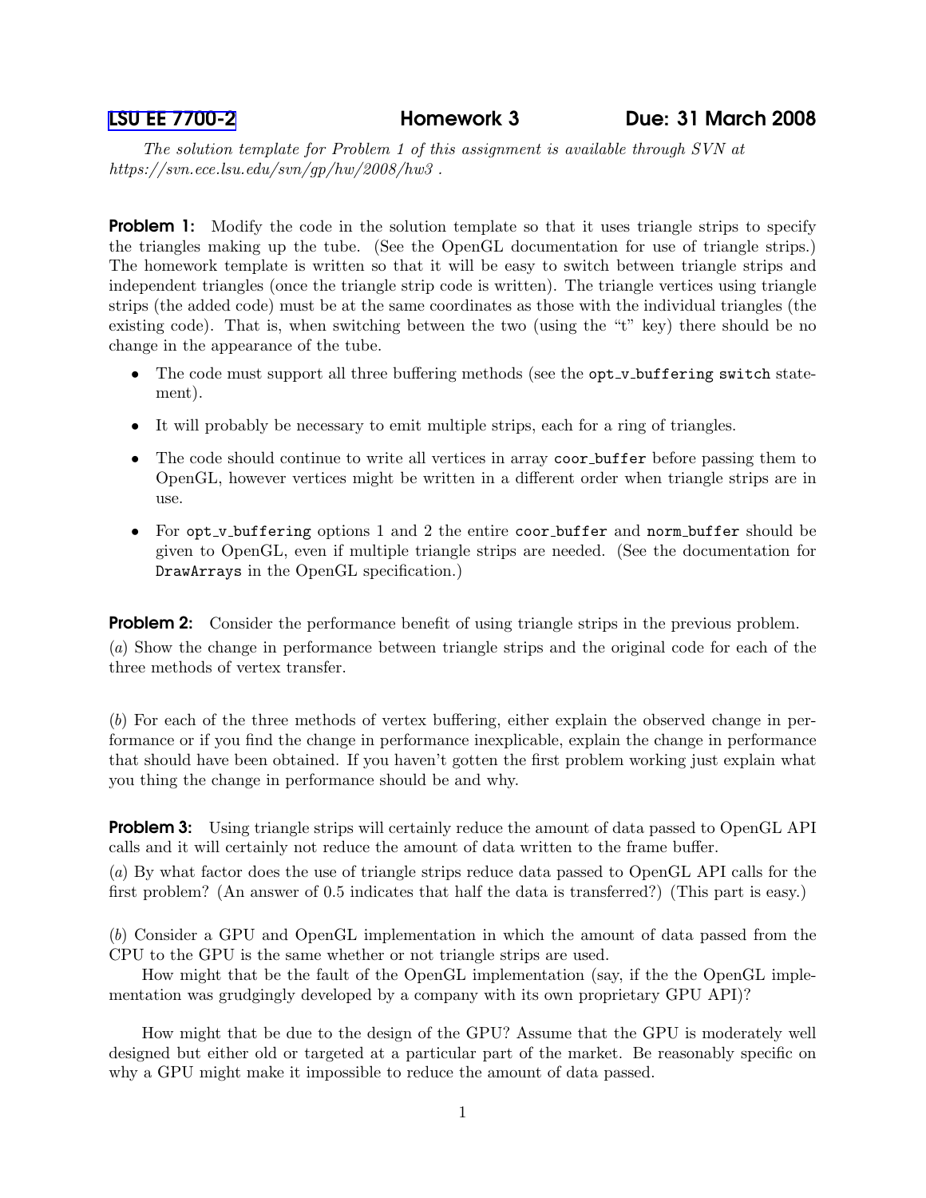# LSU EE 7700-2 Homework 3 Due: 31 March 2008

*The solution template for Problem 1 of this assignment is available through SVN at https://svn.ece.lsu.edu/svn/gp/hw/2008/hw3 .*

**Problem 1:** Modify the code in the solution template so that it uses triangle strips to specify the triangles making up the tube. (See the OpenGL documentation for use of triangle strips.) The homework template is written so that it will be easy to switch between triangle strips and independent triangles (once the triangle strip code is written). The triangle vertices using triangle strips (the added code) must be at the same coordinates as those with the individual triangles (the existing code). That is, when switching between the two (using the "t" key) there should be no change in the appearance of the tube.

- The code must support all three buffering methods (see the `opt_v_buffering` `switch` statement).
- It will probably be necessary to emit multiple strips, each for a ring of triangles.
- The code should continue to write all vertices in array `coor_buffer` before passing them to OpenGL, however vertices might be written in a different order when triangle strips are in use.
- For `opt_v_buffering` options 1 and 2 the entire `coor_buffer` and `norm_buffer` should be given to OpenGL, even if multiple triangle strips are needed. (See the documentation for `DrawArrays` in the OpenGL specification.)

**Problem 2:** Consider the performance benefit of using triangle strips in the previous problem.

(*a*) Show the change in performance between triangle strips and the original code for each of the three methods of vertex transfer.

(*b*) For each of the three methods of vertex buffering, either explain the observed change in performance or if you find the change in performance inexplicable, explain the change in performance that should have been obtained. If you haven't gotten the first problem working just explain what you thing the change in performance should be and why.

**Problem 3:** Using triangle strips will certainly reduce the amount of data passed to OpenGL API calls and it will certainly not reduce the amount of data written to the frame buffer.

(*a*) By what factor does the use of triangle strips reduce data passed to OpenGL API calls for the first problem? (An answer of 0.5 indicates that half the data is transferred?) (This part is easy.)

(*b*) Consider a GPU and OpenGL implementation in which the amount of data passed from the CPU to the GPU is the same whether or not triangle strips are used.

How might that be the fault of the OpenGL implementation (say, if the the OpenGL implementation was grudgingly developed by a company with its own proprietary GPU API)?

How might that be due to the design of the GPU? Assume that the GPU is moderately well designed but either old or targeted at a particular part of the market. Be reasonably specific on why a GPU might make it impossible to reduce the amount of data passed.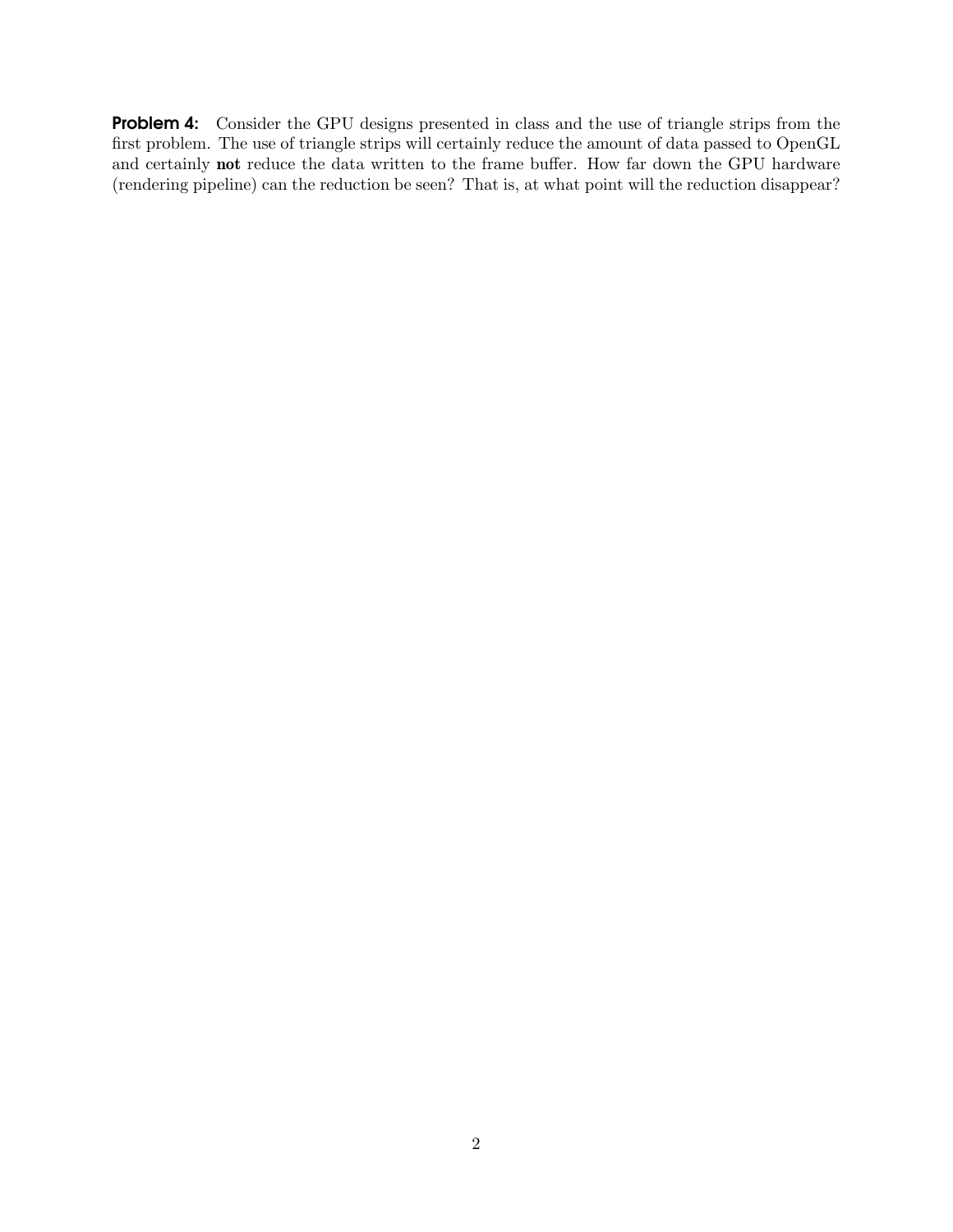**Problem 4:** Consider the GPU designs presented in class and the use of triangle strips from the first problem. The use of triangle strips will certainly reduce the amount of data passed to OpenGL and certainly **not** reduce the data written to the frame buffer. How far down the GPU hardware (rendering pipeline) can the reduction be seen? That is, at what point will the reduction disappear?